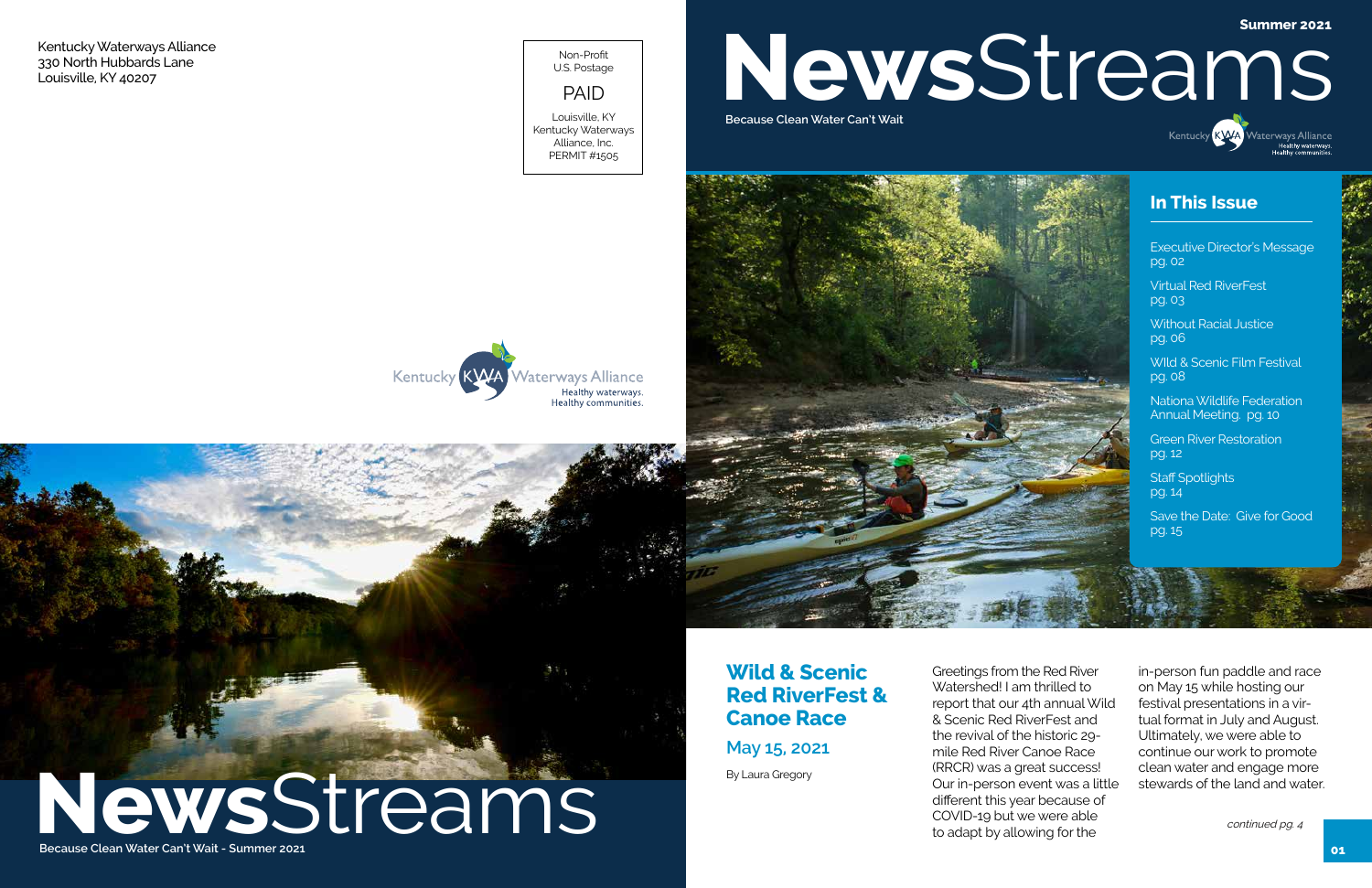Kentucky Waterways Alliance
330 North Hubbards Lane
Louisville, KY 40207

Non-Profit
U.S. Postage
PAID
Louisville, KY
Kentucky Waterways Alliance, Inc.
PERMIT #1505

Kentucky KWA Waterways Alliance
Healthy waterways.
Healthy communities.

# NewsStreams

Because Clean Water Can't Wait - Summer 2021

Summer 2021

# NewsStreams

Because Clean Water Can't Wait

## In This Issue

- Executive Director's Message pg. 02
- Virtual Red RiverFest pg. 03
- Without Racial Justice pg. 06
- Wild & Scenic Film Festival pg. 08
- Nationa Wildlife Federation Annual Meeting. pg. 10
- Green River Restoration pg. 12
- Staff Spotlights pg. 14
- Save the Date: Give for Good pg. 15

## Wild & Scenic Red RiverFest & Canoe Race

### May 15, 2021

By Laura Gregory

Greetings from the Red River Watershed! I am thrilled to report that our 4th annual Wild & Scenic Red RiverFest and the revival of the historic 29-mile Red River Canoe Race (RRCR) was a great success! Our in-person event was a little different this year because of COVID-19 but we were able to adapt by allowing for the in-person fun paddle and race on May 15 while hosting our festival presentations in a virtual format in July and August. Ultimately, we were able to continue our work to promote clean water and engage more stewards of the land and water.

*continued pg. 4*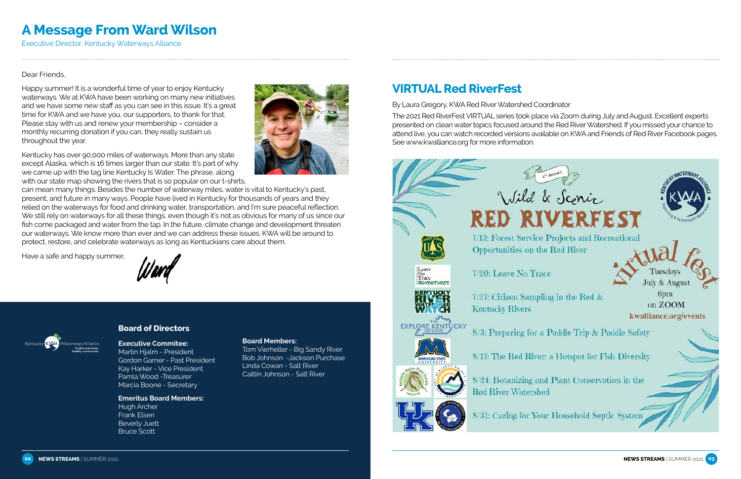# A Message From Ward Wilson

Executive Director, Kentucky Waterways Alliance

Dear Friends,

Happy summer! It is a wonderful time of year to enjoy Kentucky waterways. We at KWA have been working on many new initiatives and we have some new staff as you can see in this issue. It's a great time for KWA and we have you, our supporters, to thank for that. Please stay with us and renew your membership – consider a monthly recurring donation if you can, they really sustain us throughout the year.

Kentucky has over 90,000 miles of waterways. More than any state except Alaska, which is 16 times larger than our state. It's part of why we came up with the tag line Kentucky Is Water. The phrase, along with our state map showing the rivers that is so popular on our t-shirts, can mean many things. Besides the number of waterway miles, water is vital to Kentucky's past, present, and future in many ways. People have lived in Kentucky for thousands of years and they relied on the waterways for food and drinking water, transportation, and I'm sure peaceful reflection. We still rely on waterways for all these things, even though it's not as obvious for many of us since our fish come packaged and water from the tap. In the future, climate change and development threaten our waterways. We know more than ever and we can address these issues. KWA will be around to protect, restore, and celebrate waterways as long as Kentuckians care about them.

Have a safe and happy summer,

Ward

## Board of Directors

**Executive Commitee:**
Martin Hjalm - President
Gordon Garner - Past President
Kay Harker - Vice President
Pamla Wood -Treasurer
Marcia Boone - Secretary

**Emeritus Board Members:**
Hugh Archer
Frank Elsen
Beverly Juett
Bruce Scott

**Board Members:**
Tom Vierheller - Big Sandy River
Bob Johnson -Jackson Purchase
Linda Cowan - Salt River
Caitlin Johnson - Salt River

# VIRTUAL Red RiverFest

By Laura Gregory, KWA Red River Watershed Coordinator

The 2021 Red RiverFest VIRTUAL series took place via Zoom during July and August. Excellent experts presented on clean water topics focused around the Red River Watershed. If you missed your chance to attend live, you can watch recorded versions available on KWA and Friends of Red River Facebook pages. See www.kwalliance.org for more information.

4th Annual Wild & Scenic RED RIVERFEST

virtual fest — Tuesdays July & August 6pm on ZOOM — kwalliance.org/events

- 7/13: Forest Service Projects and Recreational Opportunities on the Red River
- 7/20: Leave No Trace
- 7/27: Citizen Sampling in the Red & Kentucky Rivers
- 8/3: Preparing for a Paddle Trip & Paddle Safety
- 8/17: The Red River: a Hotspot for Fish Diversity
- 8/24: Botanizing and Plant Conservation in the Red River Watershed
- 8/31: Caring for Your Household Septic System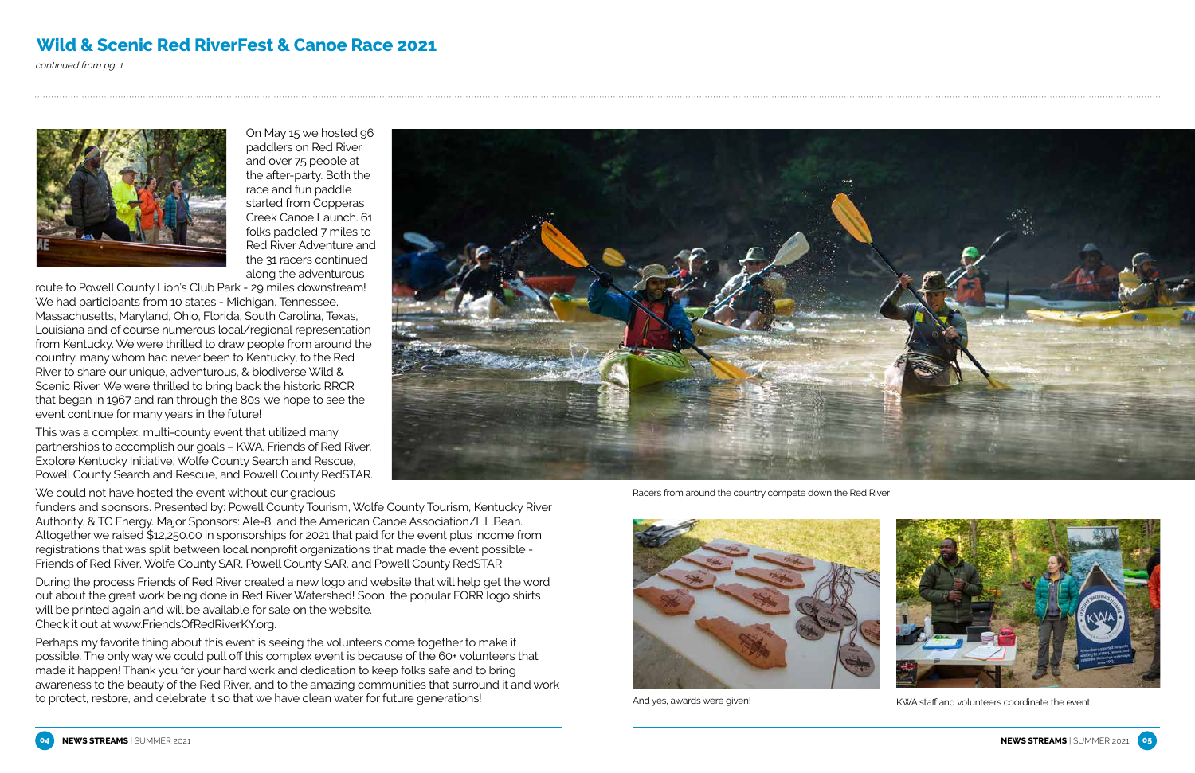## Wild & Scenic Red RiverFest & Canoe Race 2021

*continued from pg. 1*

On May 15 we hosted 96 paddlers on Red River and over 75 people at the after-party. Both the race and fun paddle started from Copperas Creek Canoe Launch. 61 folks paddled 7 miles to Red River Adventure and the 31 racers continued along the adventurous route to Powell County Lion's Club Park - 29 miles downstream! We had participants from 10 states - Michigan, Tennessee, Massachusetts, Maryland, Ohio, Florida, South Carolina, Texas, Louisiana and of course numerous local/regional representation from Kentucky. We were thrilled to draw people from around the country, many whom had never been to Kentucky, to the Red River to share our unique, adventurous, & biodiverse Wild & Scenic River. We were thrilled to bring back the historic RRCR that began in 1967 and ran through the 80s: we hope to see the event continue for many years in the future!

This was a complex, multi-county event that utilized many partnerships to accomplish our goals – KWA, Friends of Red River, Explore Kentucky Initiative, Wolfe County Search and Rescue, Powell County Search and Rescue, and Powell County RedSTAR.

We could not have hosted the event without our gracious funders and sponsors. Presented by: Powell County Tourism, Wolfe County Tourism, Kentucky River Authority, & TC Energy. Major Sponsors: Ale-8 and the American Canoe Association/L.L.Bean. Altogether we raised $12,250.00 in sponsorships for 2021 that paid for the event plus income from registrations that was split between local nonprofit organizations that made the event possible - Friends of Red River, Wolfe County SAR, Powell County SAR, and Powell County RedSTAR.

During the process Friends of Red River created a new logo and website that will help get the word out about the great work being done in Red River Watershed! Soon, the popular FORR logo shirts will be printed again and will be available for sale on the website. Check it out at www.FriendsOfRedRiverKY.org.

Perhaps my favorite thing about this event is seeing the volunteers come together to make it possible. The only way we could pull off this complex event is because of the 60+ volunteers that made it happen! Thank you for your hard work and dedication to keep folks safe and to bring awareness to the beauty of the Red River, and to the amazing communities that surround it and work to protect, restore, and celebrate it so that we have clean water for future generations!

Racers from around the country compete down the Red River

And yes, awards were given!

KWA staff and volunteers coordinate the event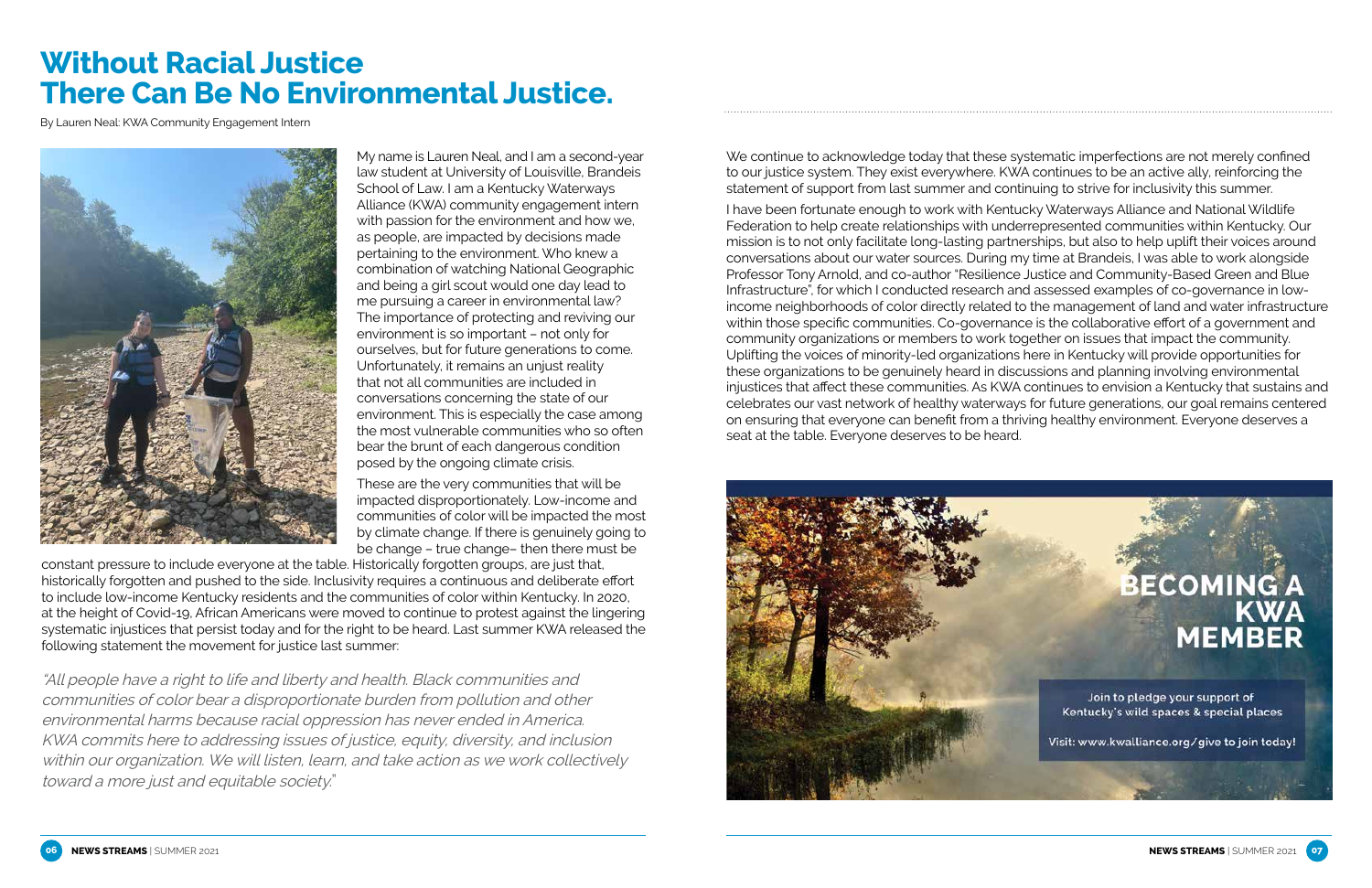# Without Racial Justice There Can Be No Environmental Justice.

By Lauren Neal: KWA Community Engagement Intern

My name is Lauren Neal, and I am a second-year law student at University of Louisville, Brandeis School of Law. I am a Kentucky Waterways Alliance (KWA) community engagement intern with passion for the environment and how we, as people, are impacted by decisions made pertaining to the environment. Who knew a combination of watching National Geographic and being a girl scout would one day lead to me pursuing a career in environmental law? The importance of protecting and reviving our environment is so important – not only for ourselves, but for future generations to come. Unfortunately, it remains an unjust reality that not all communities are included in conversations concerning the state of our environment. This is especially the case among the most vulnerable communities who so often bear the brunt of each dangerous condition posed by the ongoing climate crisis.

These are the very communities that will be impacted disproportionately. Low-income and communities of color will be impacted the most by climate change. If there is genuinely going to be change – true change– then there must be constant pressure to include everyone at the table. Historically forgotten groups, are just that, historically forgotten and pushed to the side. Inclusivity requires a continuous and deliberate effort to include low-income Kentucky residents and the communities of color within Kentucky. In 2020, at the height of Covid-19, African Americans were moved to continue to protest against the lingering systematic injustices that persist today and for the right to be heard. Last summer KWA released the following statement the movement for justice last summer:

*"All people have a right to life and liberty and health. Black communities and communities of color bear a disproportionate burden from pollution and other environmental harms because racial oppression has never ended in America. KWA commits here to addressing issues of justice, equity, diversity, and inclusion within our organization. We will listen, learn, and take action as we work collectively toward a more just and equitable society."*

We continue to acknowledge today that these systematic imperfections are not merely confined to our justice system. They exist everywhere. KWA continues to be an active ally, reinforcing the statement of support from last summer and continuing to strive for inclusivity this summer.

I have been fortunate enough to work with Kentucky Waterways Alliance and National Wildlife Federation to help create relationships with underrepresented communities within Kentucky. Our mission is to not only facilitate long-lasting partnerships, but also to help uplift their voices around conversations about our water sources. During my time at Brandeis, I was able to work alongside Professor Tony Arnold, and co-author "Resilience Justice and Community-Based Green and Blue Infrastructure", for which I conducted research and assessed examples of co-governance in low-income neighborhoods of color directly related to the management of land and water infrastructure within those specific communities. Co-governance is the collaborative effort of a government and community organizations or members to work together on issues that impact the community. Uplifting the voices of minority-led organizations here in Kentucky will provide opportunities for these organizations to be genuinely heard in discussions and planning involving environmental injustices that affect these communities. As KWA continues to envision a Kentucky that sustains and celebrates our vast network of healthy waterways for future generations, our goal remains centered on ensuring that everyone can benefit from a thriving healthy environment. Everyone deserves a seat at the table. Everyone deserves to be heard.

## BECOMING A KWA MEMBER

Join to pledge your support of Kentucky's wild spaces & special places

Visit: www.kwalliance.org/give to join today!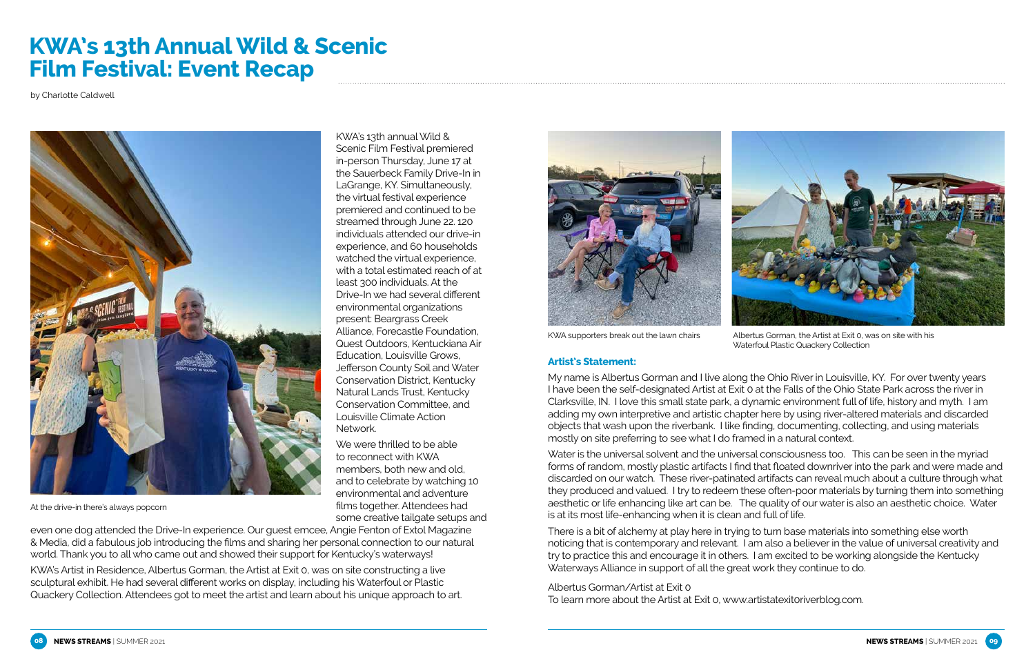# KWA's 13th Annual Wild & Scenic Film Festival: Event Recap

by Charlotte Caldwell

At the drive-in there's always popcorn

KWA's 13th annual Wild & Scenic Film Festival premiered in-person Thursday, June 17 at the Sauerbeck Family Drive-In in LaGrange, KY. Simultaneously, the virtual festival experience premiered and continued to be streamed through June 22. 120 individuals attended our drive-in experience, and 60 households watched the virtual experience, with a total estimated reach of at least 300 individuals. At the Drive-In we had several different environmental organizations present: Beargrass Creek Alliance, Forecastle Foundation, Quest Outdoors, Kentuckiana Air Education, Louisville Grows, Jefferson County Soil and Water Conservation District, Kentucky Natural Lands Trust, Kentucky Conservation Committee, and Louisville Climate Action Network.

We were thrilled to be able to reconnect with KWA members, both new and old, and to celebrate by watching 10 environmental and adventure films together. Attendees had some creative tailgate setups and even one dog attended the Drive-In experience. Our guest emcee, Angie Fenton of Extol Magazine & Media, did a fabulous job introducing the films and sharing her personal connection to our natural world. Thank you to all who came out and showed their support for Kentucky's waterways!

KWA's Artist in Residence, Albertus Gorman, the Artist at Exit 0, was on site constructing a live sculptural exhibit. He had several different works on display, including his Waterfoul or Plastic Quackery Collection. Attendees got to meet the artist and learn about his unique approach to art.

KWA supporters break out the lawn chairs

Albertus Gorman, the Artist at Exit 0, was on site with his Waterfoul Plastic Quackery Collection

### Artist's Statement:

My name is Albertus Gorman and I live along the Ohio River in Louisville, KY. For over twenty years I have been the self-designated Artist at Exit 0 at the Falls of the Ohio State Park across the river in Clarksville, IN. I love this small state park, a dynamic environment full of life, history and myth. I am adding my own interpretive and artistic chapter here by using river-altered materials and discarded objects that wash upon the riverbank. I like finding, documenting, collecting, and using materials mostly on site preferring to see what I do framed in a natural context.

Water is the universal solvent and the universal consciousness too. This can be seen in the myriad forms of random, mostly plastic artifacts I find that floated downriver into the park and were made and discarded on our watch. These river-patinated artifacts can reveal much about a culture through what they produced and valued. I try to redeem these often-poor materials by turning them into something aesthetic or life enhancing like art can be. The quality of our water is also an aesthetic choice. Water is at its most life-enhancing when it is clean and full of life.

There is a bit of alchemy at play here in trying to turn base materials into something else worth noticing that is contemporary and relevant. I am also a believer in the value of universal creativity and try to practice this and encourage it in others. I am excited to be working alongside the Kentucky Waterways Alliance in support of all the great work they continue to do.

Albertus Gorman/Artist at Exit 0

To learn more about the Artist at Exit 0, www.artistatexit0riverblog.com.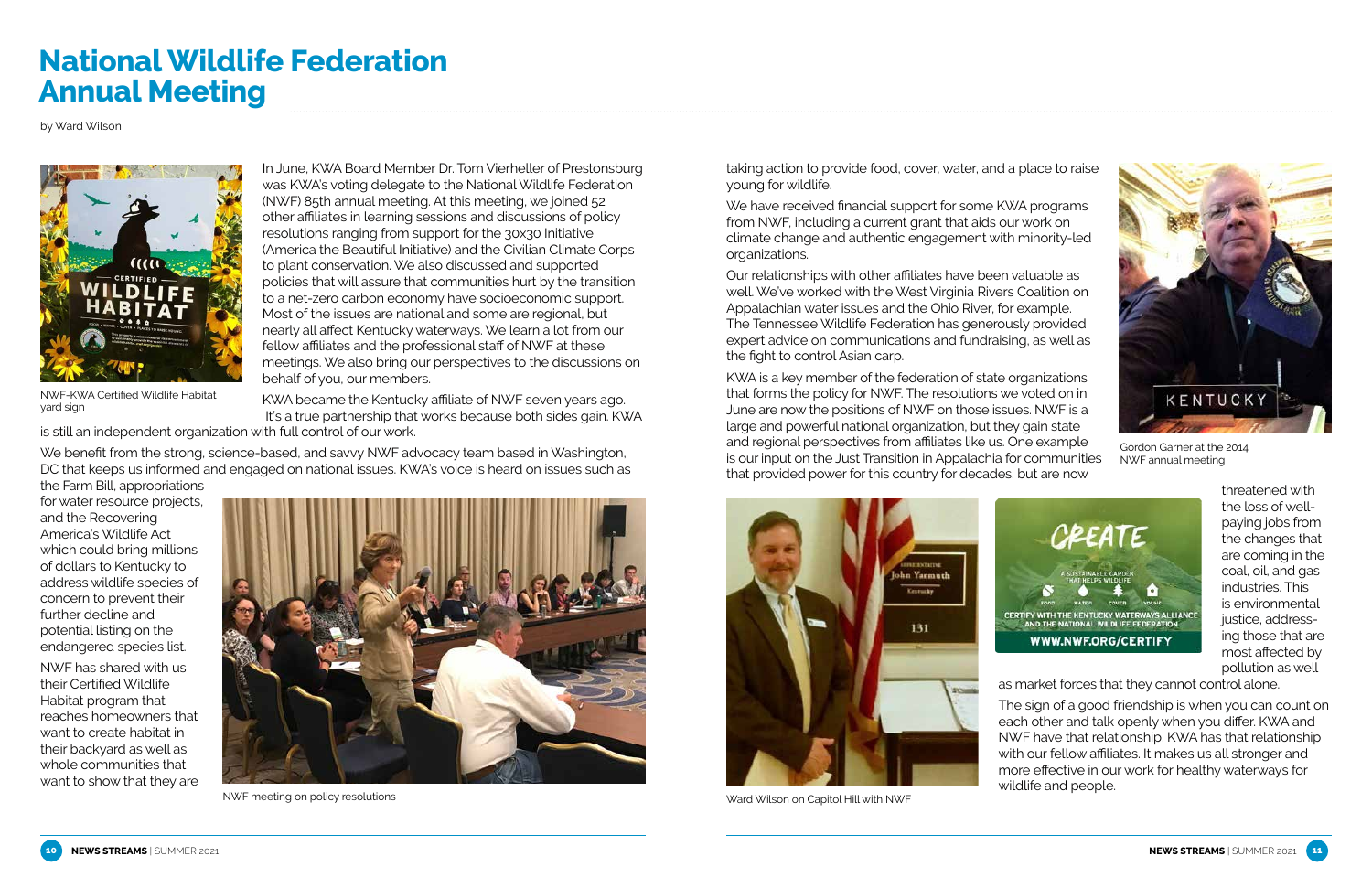# National Wildlife Federation Annual Meeting

by Ward Wilson

NWF-KWA Certified Wildlife Habitat yard sign

In June, KWA Board Member Dr. Tom Vierheller of Prestonsburg was KWA's voting delegate to the National Wildlife Federation (NWF) 85th annual meeting. At this meeting, we joined 52 other affiliates in learning sessions and discussions of policy resolutions ranging from support for the 30x30 Initiative (America the Beautiful Initiative) and the Civilian Climate Corps to plant conservation. We also discussed and supported policies that will assure that communities hurt by the transition to a net-zero carbon economy have socioeconomic support. Most of the issues are national and some are regional, but nearly all affect Kentucky waterways. We learn a lot from our fellow affiliates and the professional staff of NWF at these meetings. We also bring our perspectives to the discussions on behalf of you, our members.

KWA became the Kentucky affiliate of NWF seven years ago. It's a true partnership that works because both sides gain. KWA is still an independent organization with full control of our work.

We benefit from the strong, science-based, and savvy NWF advocacy team based in Washington, DC that keeps us informed and engaged on national issues. KWA's voice is heard on issues such as the Farm Bill, appropriations for water resource projects, and the Recovering America's Wildlife Act which could bring millions of dollars to Kentucky to address wildlife species of concern to prevent their further decline and potential listing on the endangered species list.

NWF has shared with us their Certified Wildlife Habitat program that reaches homeowners that want to create habitat in their backyard as well as whole communities that want to show that they are taking action to provide food, cover, water, and a place to raise young for wildlife.

NWF meeting on policy resolutions

We have received financial support for some KWA programs from NWF, including a current grant that aids our work on climate change and authentic engagement with minority-led organizations.

Our relationships with other affiliates have been valuable as well. We've worked with the West Virginia Rivers Coalition on Appalachian water issues and the Ohio River, for example. The Tennessee Wildlife Federation has generously provided expert advice on communications and fundraising, as well as the fight to control Asian carp.

KWA is a key member of the federation of state organizations that forms the policy for NWF. The resolutions we voted on in June are now the positions of NWF on those issues. NWF is a large and powerful national organization, but they gain state and regional perspectives from affiliates like us. One example is our input on the Just Transition in Appalachia for communities that provided power for this country for decades, but are now threatened with the loss of well-paying jobs from the changes that are coming in the coal, oil, and gas industries. This is environmental justice, addressing those that are most affected by pollution as well as market forces that they cannot control alone.

Gordon Garner at the 2014 NWF annual meeting

Ward Wilson on Capitol Hill with NWF

The sign of a good friendship is when you can count on each other and talk openly when you differ. KWA and NWF have that relationship. KWA has that relationship with our fellow affiliates. It makes us all stronger and more effective in our work for healthy waterways for wildlife and people.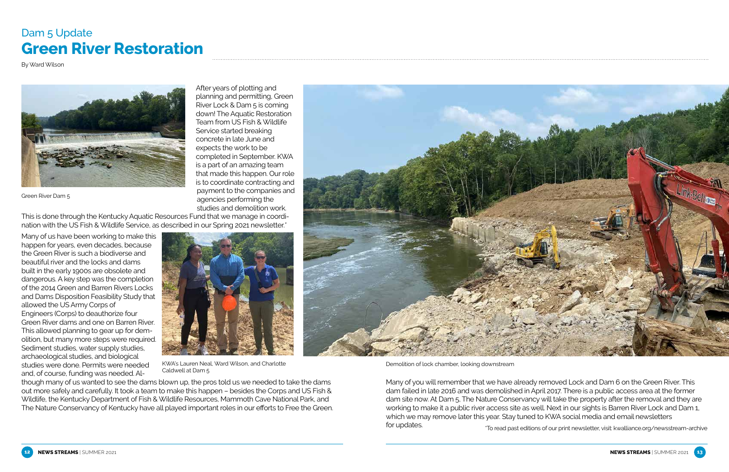Dam 5 Update

# Green River Restoration

By Ward Wilson

Green River Dam 5

After years of plotting and planning and permitting, Green River Lock & Dam 5 is coming down! The Aquatic Restoration Team from US Fish & Wildlife Service started breaking concrete in late June and expects the work to be completed in September. KWA is a part of an amazing team that made this happen. Our role is to coordinate contracting and payment to the companies and agencies performing the studies and demolition work. This is done through the Kentucky Aquatic Resources Fund that we manage in coordination with the US Fish & Wildlife Service, as described in our Spring 2021 newsletter.*

Many of us have been working to make this happen for years, even decades, because the Green River is such a biodiverse and beautiful river and the locks and dams built in the early 1900s are obsolete and dangerous. A key step was the completion of the 2014 Green and Barren Rivers Locks and Dams Disposition Feasibility Study that allowed the US Army Corps of Engineers (Corps) to deauthorize four Green River dams and one on Barren River. This allowed planning to gear up for demolition, but many more steps were required. Sediment studies, water supply studies, archaeological studies, and biological studies were done. Permits were needed and, of course, funding was needed. Although many of us wanted to see the dams blown up, the pros told us we needed to take the dams out more safely and carefully. It took a team to make this happen – besides the Corps and US Fish & Wildlife, the Kentucky Department of Fish & Wildlife Resources, Mammoth Cave National Park, and The Nature Conservancy of Kentucky have all played important roles in our efforts to Free the Green.

KWA's Lauren Neal, Ward Wilson, and Charlotte Caldwell at Dam 5

Demolition of lock chamber, looking downstream

Many of you will remember that we have already removed Lock and Dam 6 on the Green River. This dam failed in late 2016 and was demolished in April 2017. There is a public access area at the former dam site now. At Dam 5, The Nature Conservancy will take the property after the removal and they are working to make it a public river access site as well. Next in our sights is Barren River Lock and Dam 1, which we may remove later this year. Stay tuned to KWA social media and email newsletters for updates.

*To read past editions of our print newsletter, visit: kwalliance.org/newsstream-archive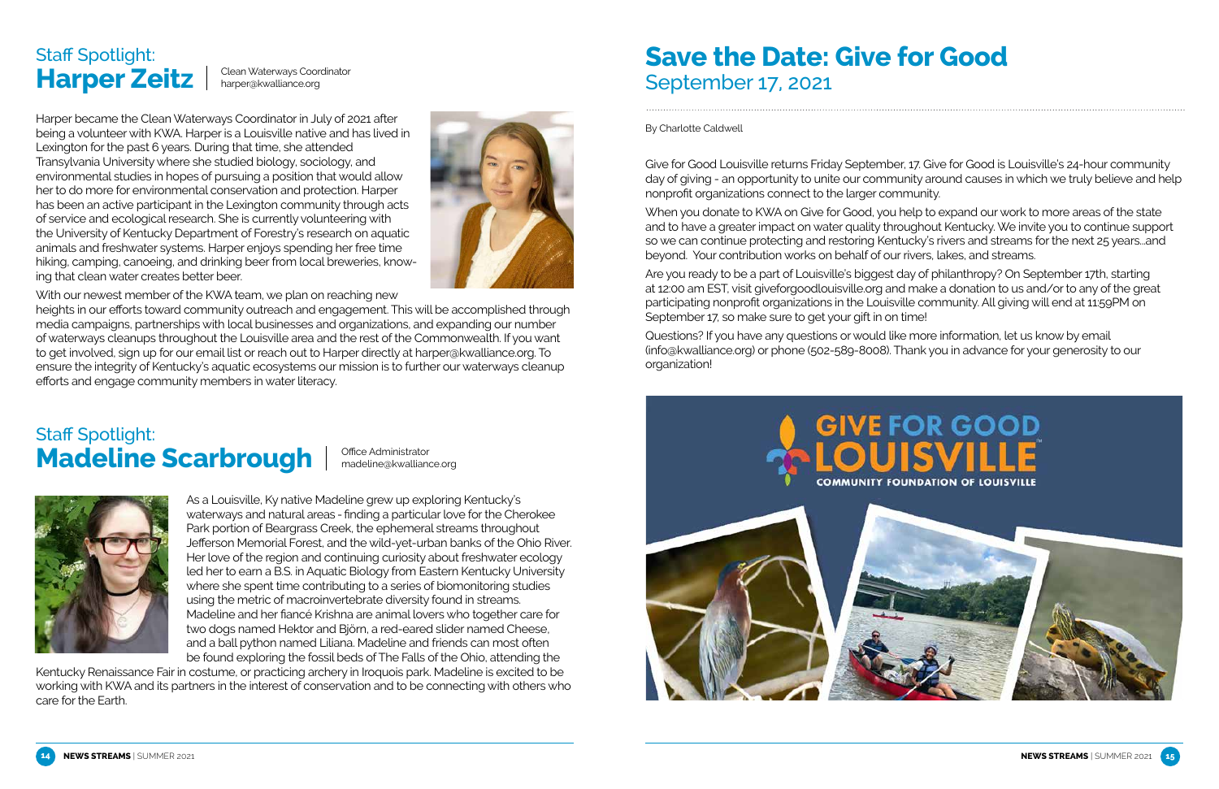## Staff Spotlight: **Harper Zeitz**

Clean Waterways Coordinator
harper@kwalliance.org

Harper became the Clean Waterways Coordinator in July of 2021 after being a volunteer with KWA. Harper is a Louisville native and has lived in Lexington for the past 6 years. During that time, she attended Transylvania University where she studied biology, sociology, and environmental studies in hopes of pursuing a position that would allow her to do more for environmental conservation and protection. Harper has been an active participant in the Lexington community through acts of service and ecological research. She is currently volunteering with the University of Kentucky Department of Forestry's research on aquatic animals and freshwater systems. Harper enjoys spending her free time hiking, camping, canoeing, and drinking beer from local breweries, knowing that clean water creates better beer.

With our newest member of the KWA team, we plan on reaching new heights in our efforts toward community outreach and engagement. This will be accomplished through media campaigns, partnerships with local businesses and organizations, and expanding our number of waterways cleanups throughout the Louisville area and the rest of the Commonwealth. If you want to get involved, sign up for our email list or reach out to Harper directly at harper@kwalliance.org. To ensure the integrity of Kentucky's aquatic ecosystems our mission is to further our waterways cleanup efforts and engage community members in water literacy.

## Staff Spotlight: **Madeline Scarbrough**

Office Administrator
madeline@kwalliance.org

As a Louisville, Ky native Madeline grew up exploring Kentucky's waterways and natural areas - finding a particular love for the Cherokee Park portion of Beargrass Creek, the ephemeral streams throughout Jefferson Memorial Forest, and the wild-yet-urban banks of the Ohio River. Her love of the region and continuing curiosity about freshwater ecology led her to earn a B.S. in Aquatic Biology from Eastern Kentucky University where she spent time contributing to a series of biomonitoring studies using the metric of macroinvertebrate diversity found in streams. Madeline and her fiancé Krishna are animal lovers who together care for two dogs named Hektor and Björn, a red-eared slider named Cheese, and a ball python named Liliana. Madeline and friends can most often be found exploring the fossil beds of The Falls of the Ohio, attending the Kentucky Renaissance Fair in costume, or practicing archery in Iroquois park. Madeline is excited to be working with KWA and its partners in the interest of conservation and to be connecting with others who care for the Earth.

# Save the Date: Give for Good
September 17, 2021

By Charlotte Caldwell

Give for Good Louisville returns Friday September, 17. Give for Good is Louisville's 24-hour community day of giving - an opportunity to unite our community around causes in which we truly believe and help nonprofit organizations connect to the larger community.

When you donate to KWA on Give for Good, you help to expand our work to more areas of the state and to have a greater impact on water quality throughout Kentucky. We invite you to continue support so we can continue protecting and restoring Kentucky's rivers and streams for the next 25 years...and beyond. Your contribution works on behalf of our rivers, lakes, and streams.

Are you ready to be a part of Louisville's biggest day of philanthropy? On September 17th, starting at 12:00 am EST, visit giveforgoodlouisville.org and make a donation to us and/or to any of the great participating nonprofit organizations in the Louisville community. All giving will end at 11:59PM on September 17, so make sure to get your gift in on time!

Questions? If you have any questions or would like more information, let us know by email (info@kwalliance.org) or phone (502-589-8008). Thank you in advance for your generosity to our organization!

GIVE FOR GOOD LOUISVILLE
COMMUNITY FOUNDATION OF LOUISVILLE